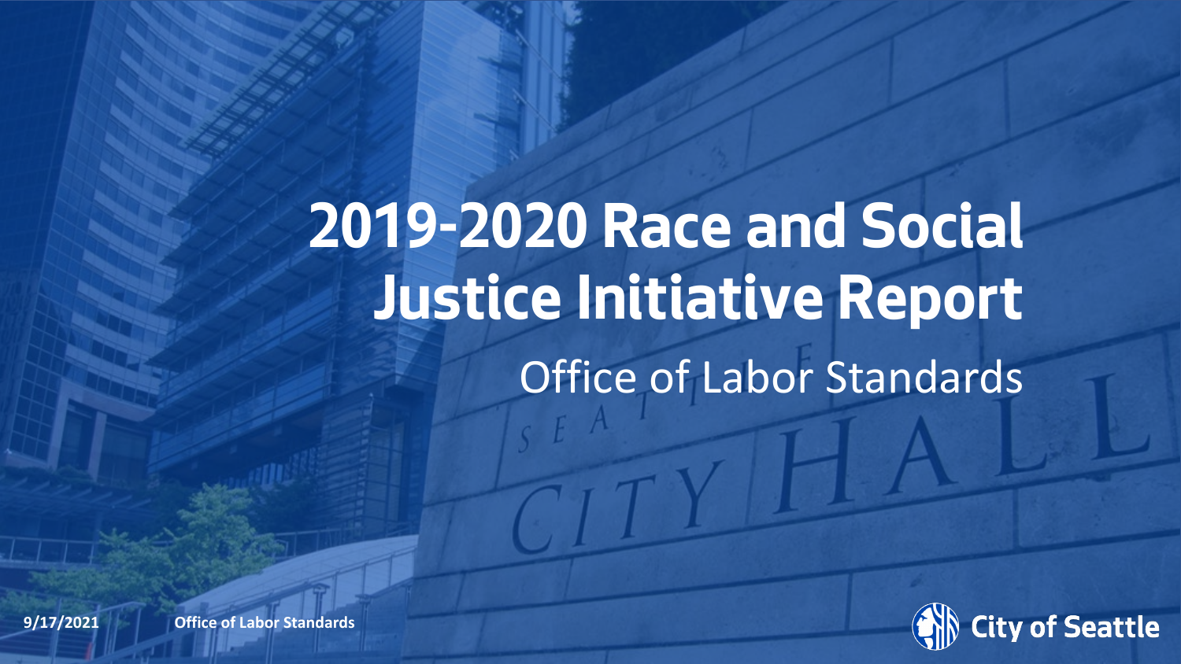# 2019-2020 Race and Social Justice Initiative Report

Office of Labor Standards

9/17/2021 Office of Labor Standards

City of Seattle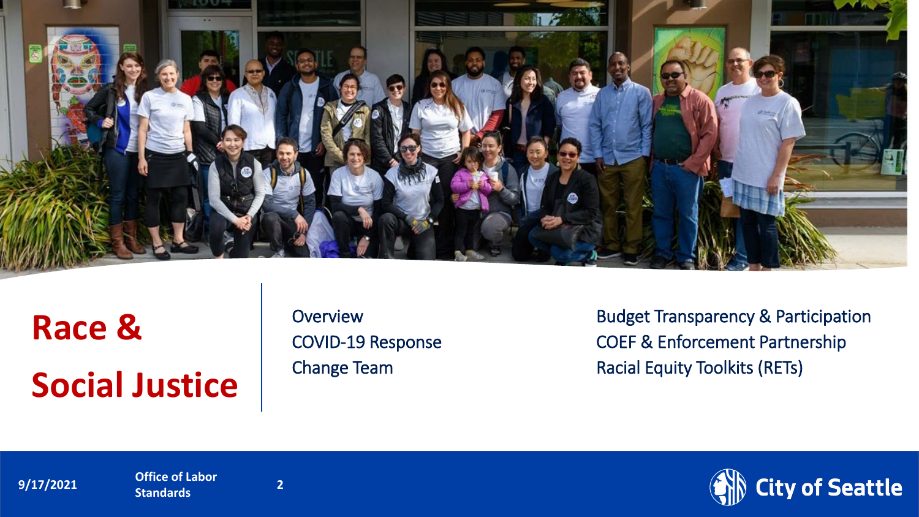# Race & Social Justice

- Overview
- COVID-19 Response
- Change Team
- Budget Transparency & Participation
- COEF & Enforcement Partnership
- Racial Equity Toolkits (RETs)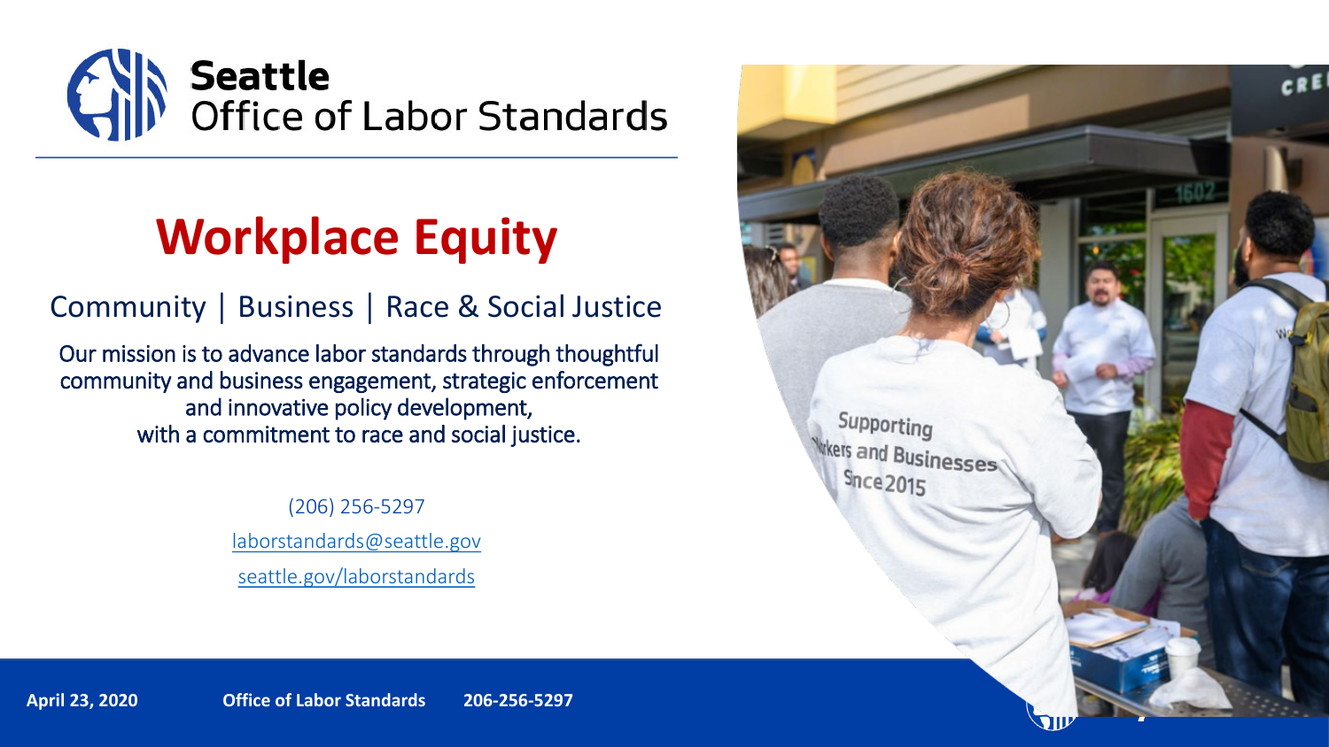# Seattle Office of Labor Standards

## Workplace Equity

Community | Business | Race & Social Justice

Our mission is to advance labor standards through thoughtful community and business engagement, strategic enforcement and innovative policy development, with a commitment to race and social justice.

(206) 256-5297

laborstandards@seattle.gov

seattle.gov/laborstandards

**April 23, 2020** **Office of Labor Standards** **206-256-5297**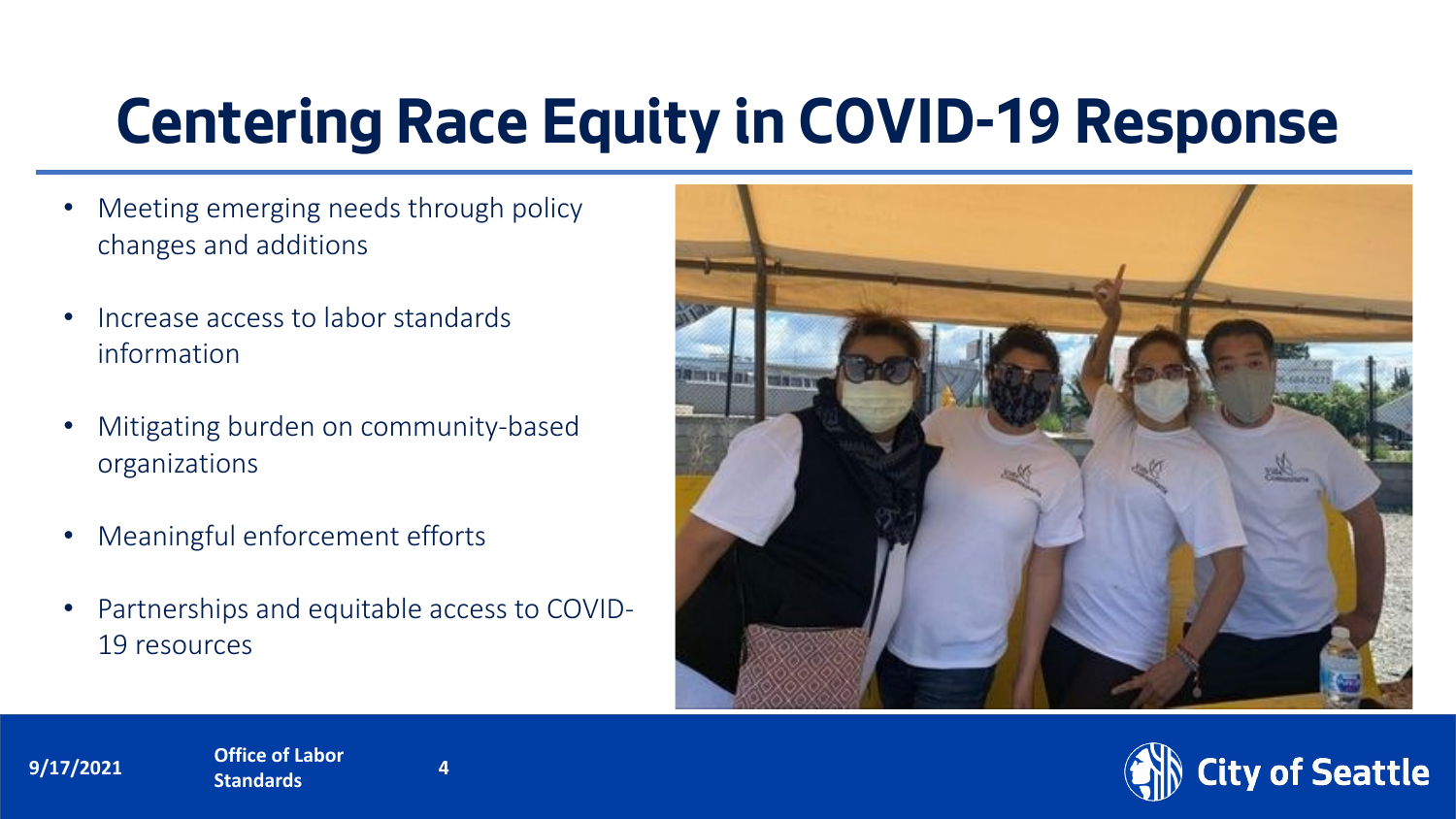# Centering Race Equity in COVID-19 Response

- Meeting emerging needs through policy changes and additions
- Increase access to labor standards information
- Mitigating burden on community-based organizations
- Meaningful enforcement efforts
- Partnerships and equitable access to COVID-19 resources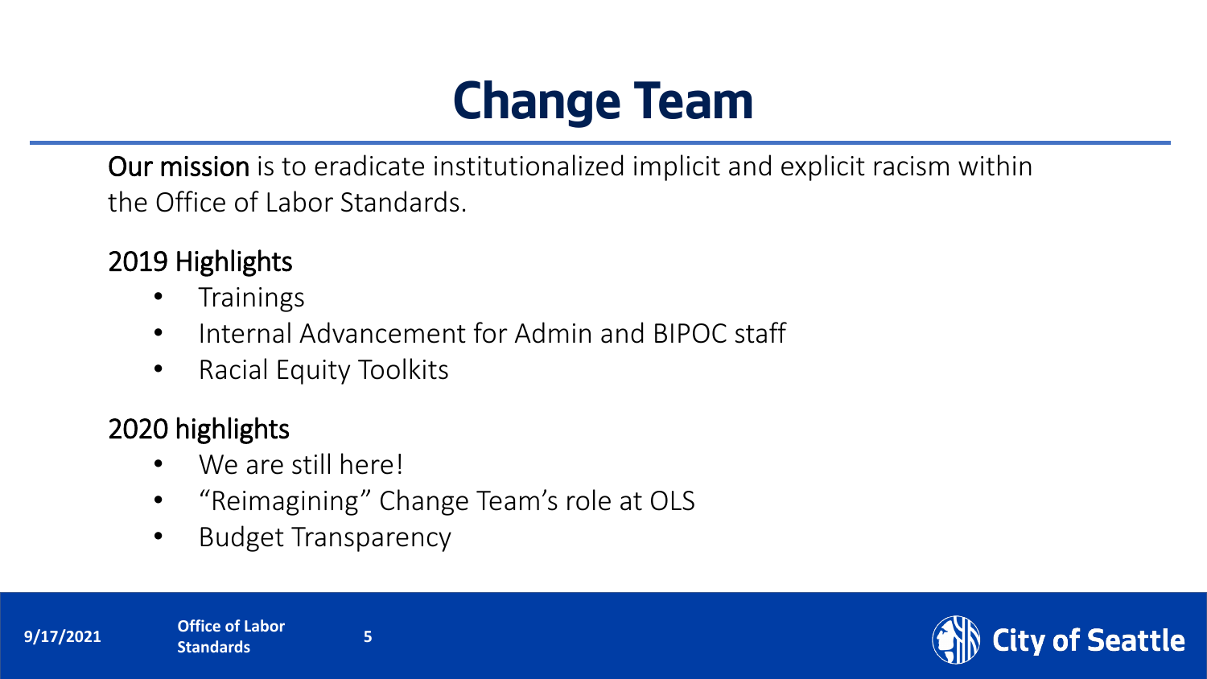# Change Team

**Our mission** is to eradicate institutionalized implicit and explicit racism within the Office of Labor Standards.

## 2019 Highlights

- Trainings
- Internal Advancement for Admin and BIPOC staff
- Racial Equity Toolkits

## 2020 highlights

- We are still here!
- "Reimagining" Change Team's role at OLS
- Budget Transparency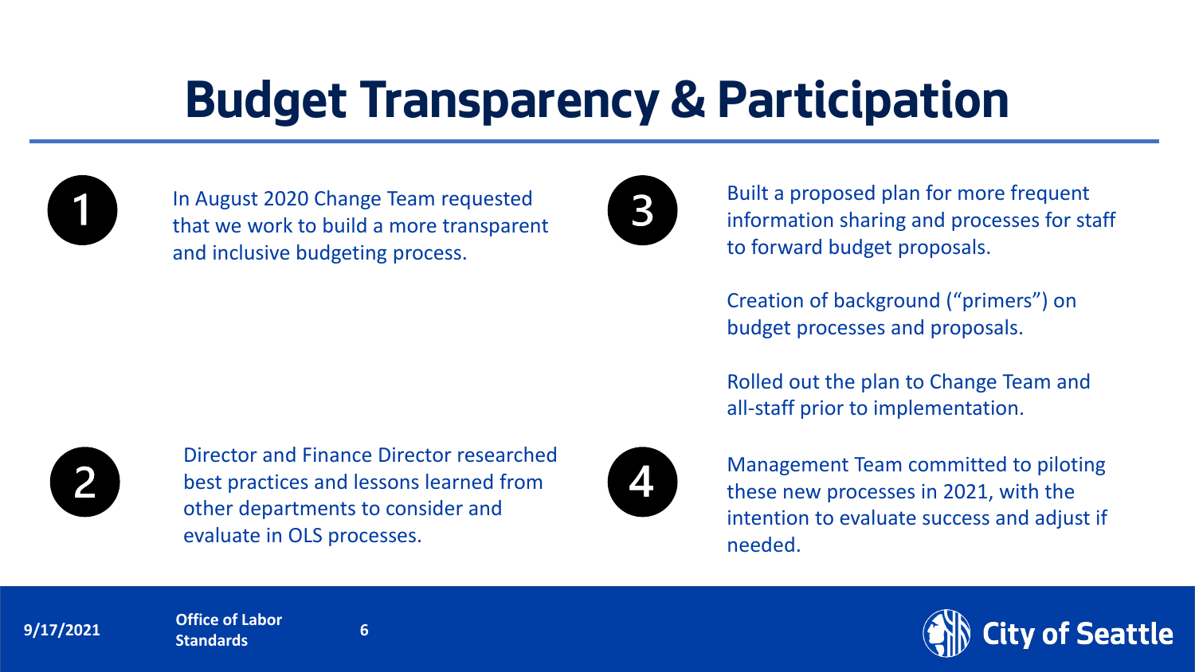# Budget Transparency & Participation

1. In August 2020 Change Team requested that we work to build a more transparent and inclusive budgeting process.

2. Director and Finance Director researched best practices and lessons learned from other departments to consider and evaluate in OLS processes.

3. Built a proposed plan for more frequent information sharing and processes for staff to forward budget proposals.

   Creation of background ("primers") on budget processes and proposals.

   Rolled out the plan to Change Team and all-staff prior to implementation.

4. Management Team committed to piloting these new processes in 2021, with the intention to evaluate success and adjust if needed.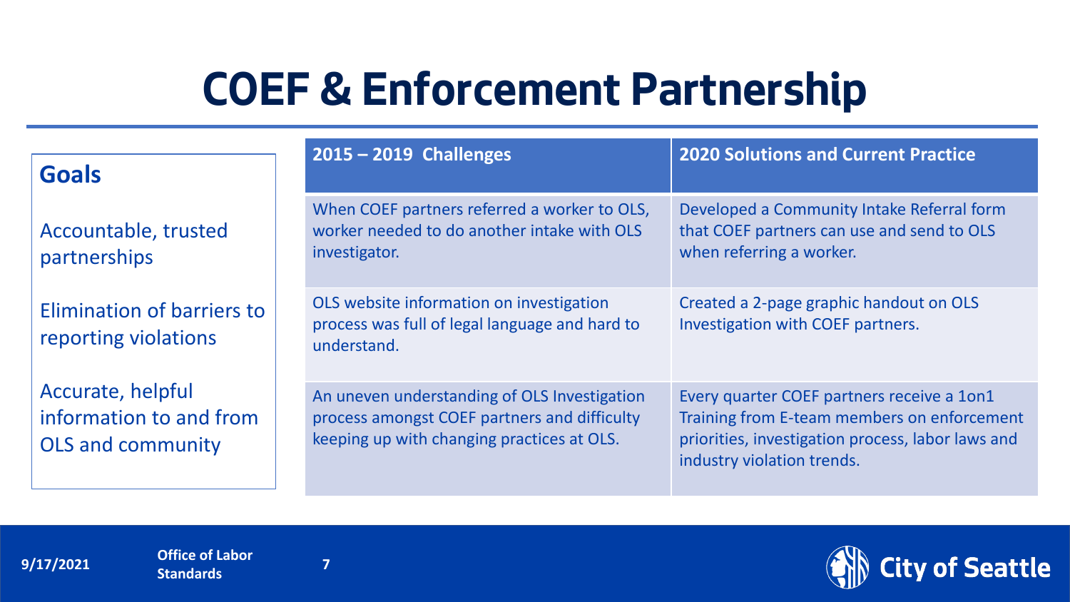# COEF & Enforcement Partnership

## Goals

Accountable, trusted partnerships

Elimination of barriers to reporting violations

Accurate, helpful information to and from OLS and community

| 2015 – 2019 Challenges | 2020 Solutions and Current Practice |
|---|---|
| When COEF partners referred a worker to OLS, worker needed to do another intake with OLS investigator. | Developed a Community Intake Referral form that COEF partners can use and send to OLS when referring a worker. |
| OLS website information on investigation process was full of legal language and hard to understand. | Created a 2-page graphic handout on OLS Investigation with COEF partners. |
| An uneven understanding of OLS Investigation process amongst COEF partners and difficulty keeping up with changing practices at OLS. | Every quarter COEF partners receive a 1on1 Training from E-team members on enforcement priorities, investigation process, labor laws and industry violation trends. |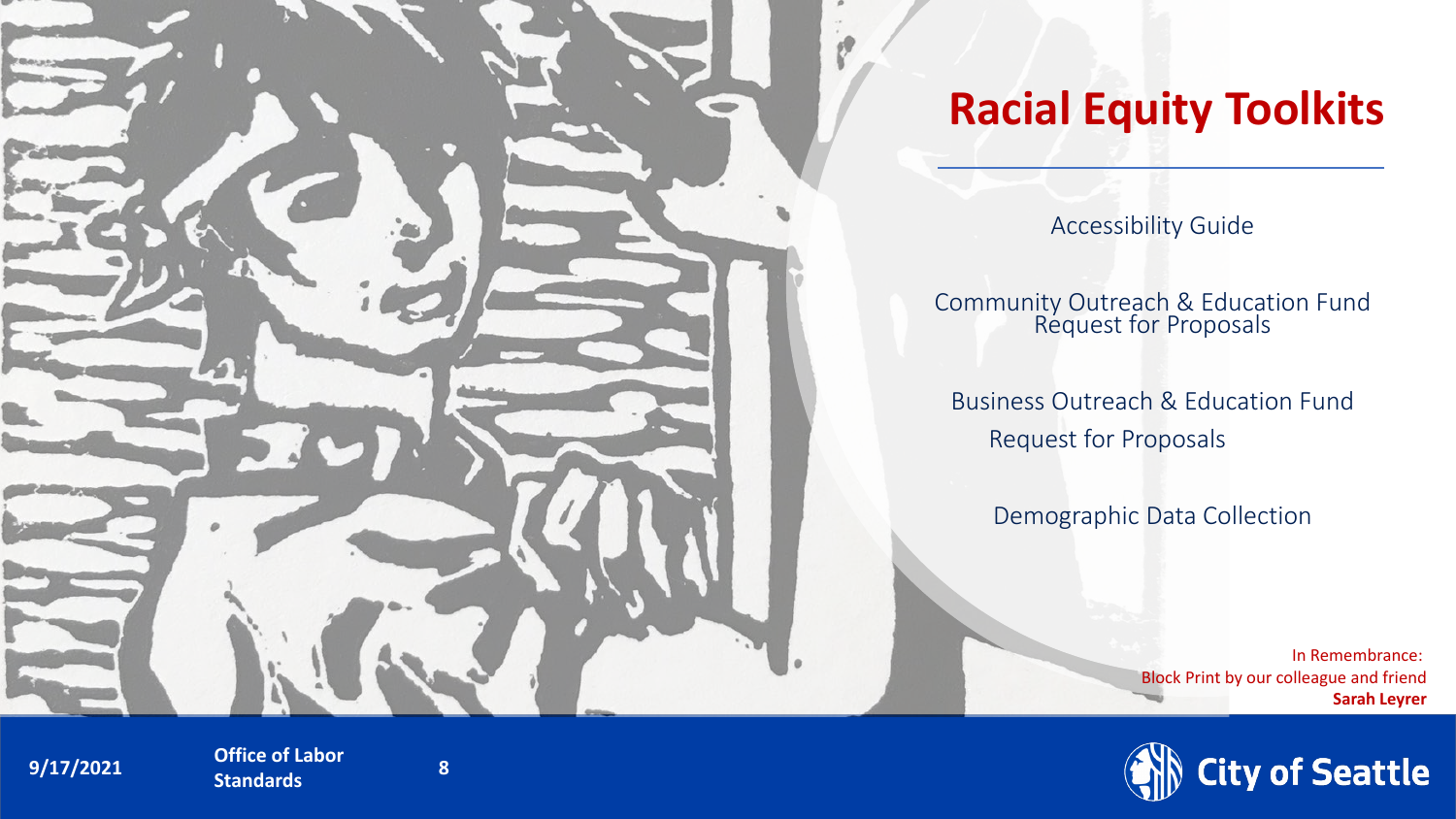# Racial Equity Toolkits

Accessibility Guide

Community Outreach & Education Fund Request for Proposals

Business Outreach & Education Fund Request for Proposals

Demographic Data Collection

In Remembrance:
Block Print by our colleague and friend
**Sarah Leyrer**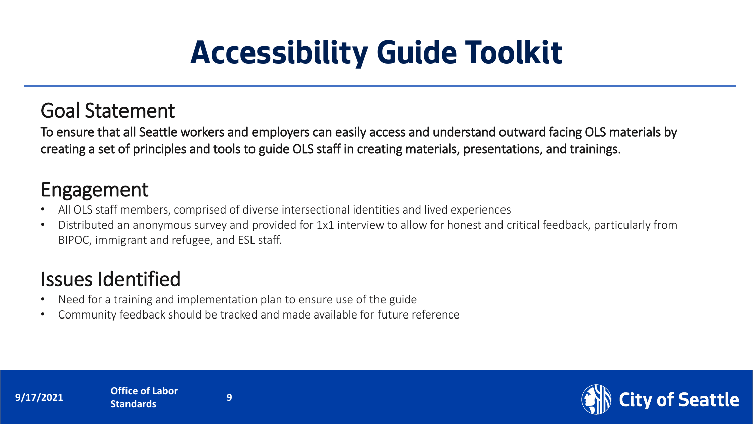# Accessibility Guide Toolkit

## Goal Statement

To ensure that all Seattle workers and employers can easily access and understand outward facing OLS materials by creating a set of principles and tools to guide OLS staff in creating materials, presentations, and trainings.

## Engagement

- All OLS staff members, comprised of diverse intersectional identities and lived experiences
- Distributed an anonymous survey and provided for 1x1 interview to allow for honest and critical feedback, particularly from BIPOC, immigrant and refugee, and ESL staff.

## Issues Identified

- Need for a training and implementation plan to ensure use of the guide
- Community feedback should be tracked and made available for future reference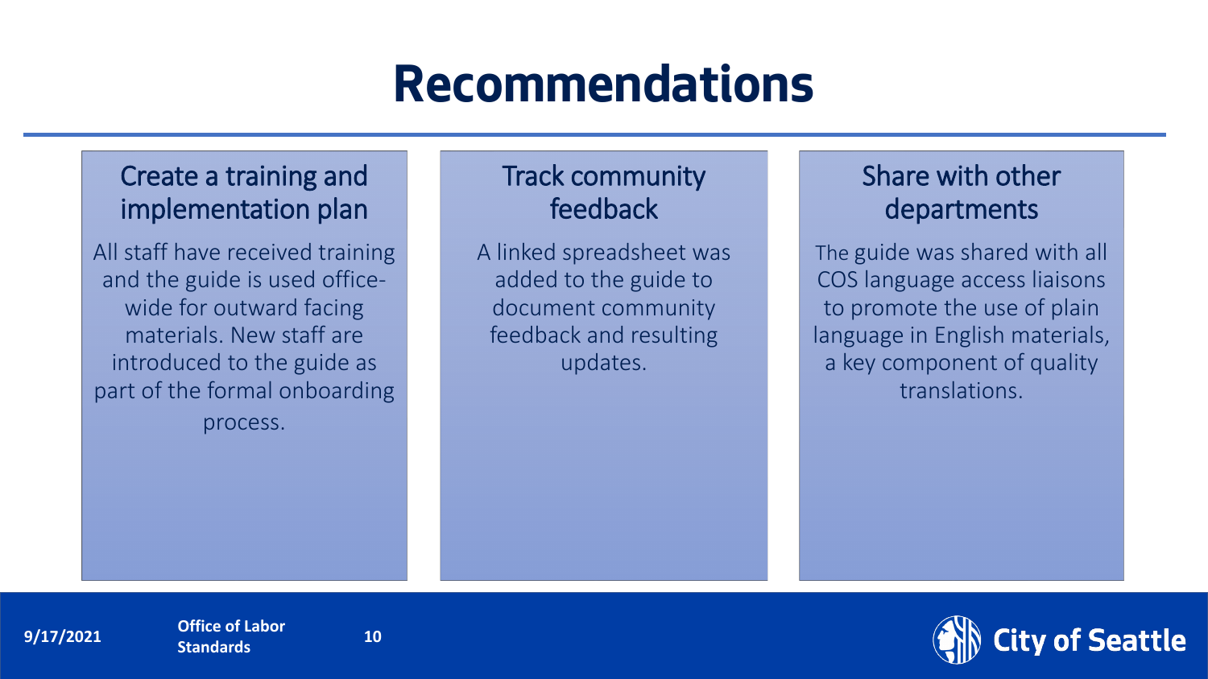# Recommendations

## Create a training and implementation plan

All staff have received training and the guide is used office-wide for outward facing materials. New staff are introduced to the guide as part of the formal onboarding process.

## Track community feedback

A linked spreadsheet was added to the guide to document community feedback and resulting updates.

## Share with other departments

The guide was shared with all COS language access liaisons to promote the use of plain language in English materials, a key component of quality translations.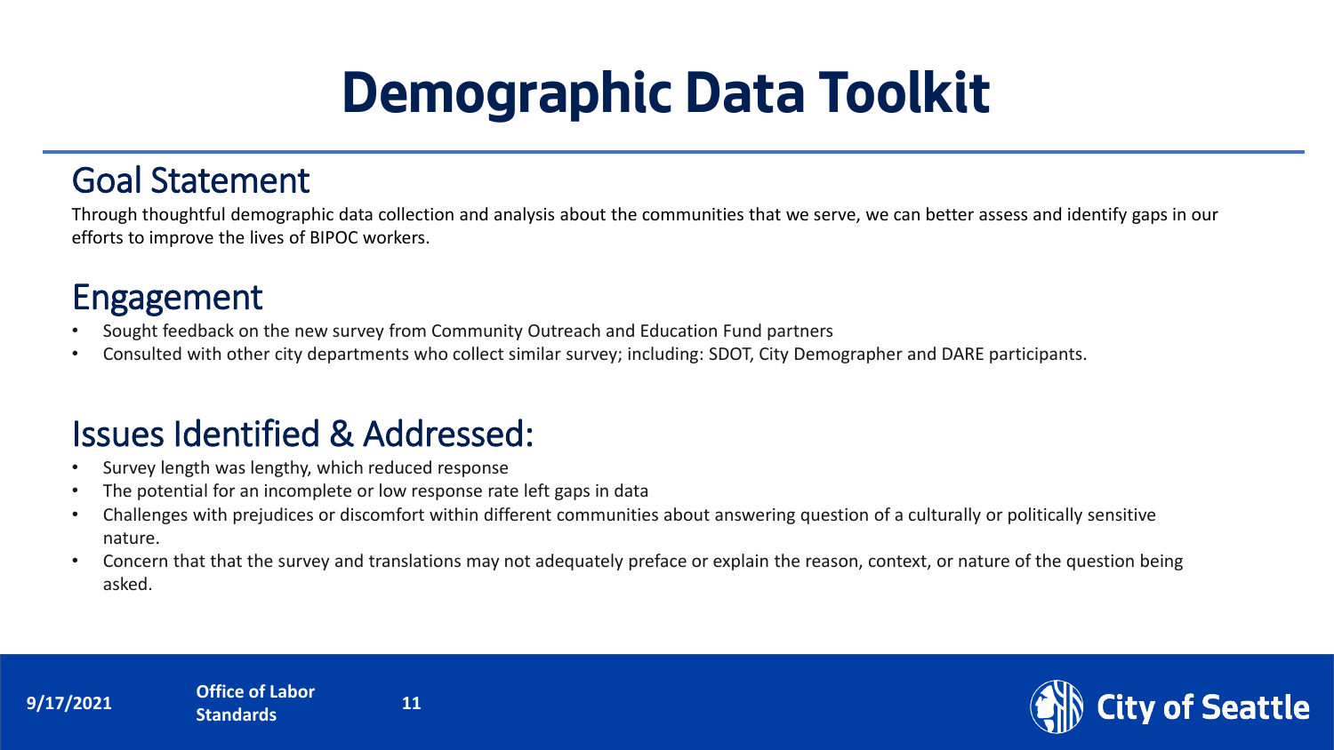# Demographic Data Toolkit

## Goal Statement

Through thoughtful demographic data collection and analysis about the communities that we serve, we can better assess and identify gaps in our efforts to improve the lives of BIPOC workers.

## Engagement

- Sought feedback on the new survey from Community Outreach and Education Fund partners
- Consulted with other city departments who collect similar survey; including: SDOT, City Demographer and DARE participants.

## Issues Identified & Addressed:

- Survey length was lengthy, which reduced response
- The potential for an incomplete or low response rate left gaps in data
- Challenges with prejudices or discomfort within different communities about answering question of a culturally or politically sensitive nature.
- Concern that that the survey and translations may not adequately preface or explain the reason, context, or nature of the question being asked.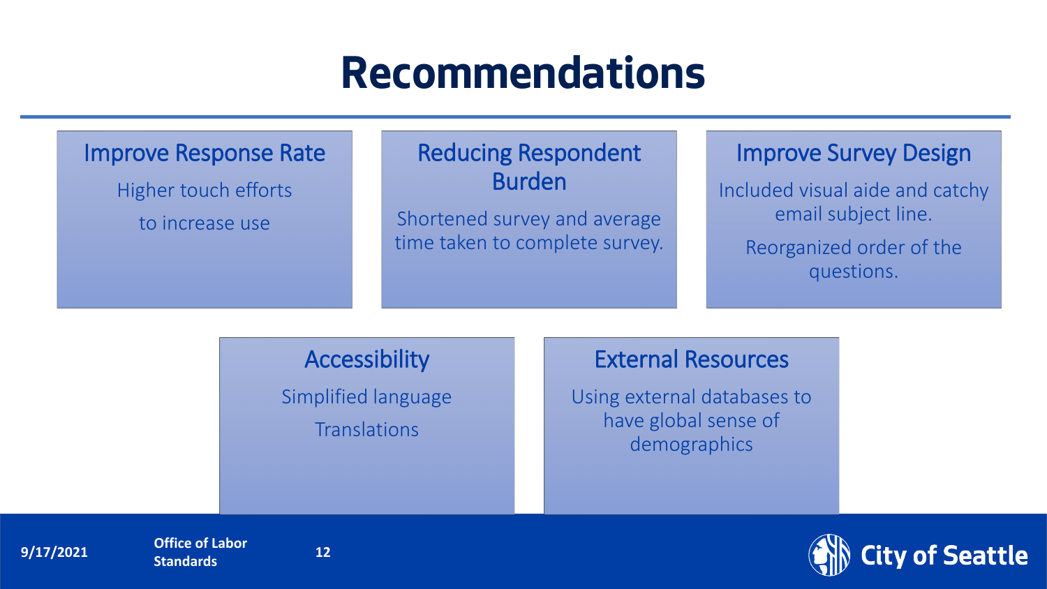# Recommendations

### Improve Response Rate

Higher touch efforts to increase use

### Reducing Respondent Burden

Shortened survey and average time taken to complete survey.

### Improve Survey Design

Included visual aide and catchy email subject line.

Reorganized order of the questions.

### Accessibility

Simplified language

Translations

### External Resources

Using external databases to have global sense of demographics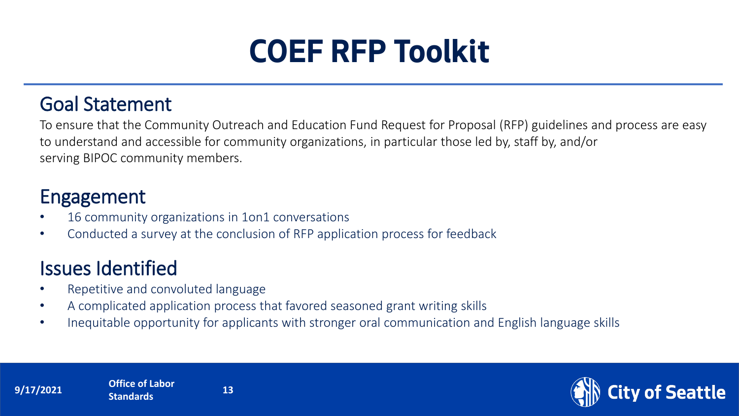# COEF RFP Toolkit

## Goal Statement

To ensure that the Community Outreach and Education Fund Request for Proposal (RFP) guidelines and process are easy to understand and accessible for community organizations, in particular those led by, staff by, and/or serving BIPOC community members.

## Engagement

- 16 community organizations in 1on1 conversations
- Conducted a survey at the conclusion of RFP application process for feedback

## Issues Identified

- Repetitive and convoluted language
- A complicated application process that favored seasoned grant writing skills
- Inequitable opportunity for applicants with stronger oral communication and English language skills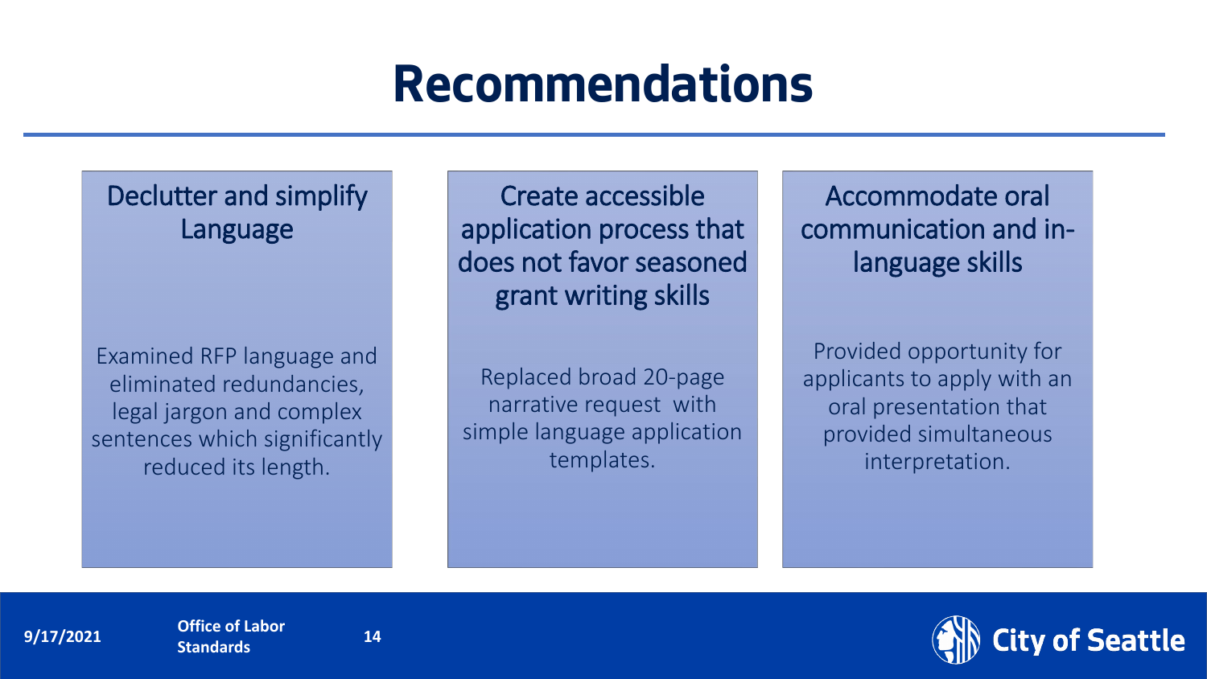# Recommendations

## Declutter and simplify Language

Examined RFP language and eliminated redundancies, legal jargon and complex sentences which significantly reduced its length.

## Create accessible application process that does not favor seasoned grant writing skills

Replaced broad 20-page narrative request with simple language application templates.

## Accommodate oral communication and in-language skills

Provided opportunity for applicants to apply with an oral presentation that provided simultaneous interpretation.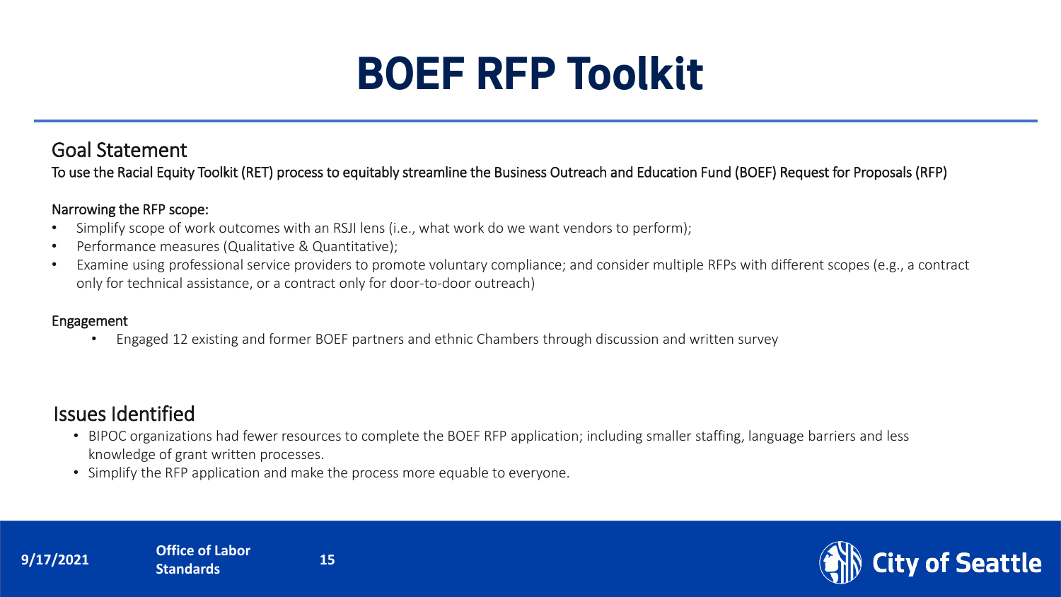# BOEF RFP Toolkit

## Goal Statement

To use the Racial Equity Toolkit (RET) process to equitably streamline the Business Outreach and Education Fund (BOEF) Request for Proposals (RFP)

### Narrowing the RFP scope:

- Simplify scope of work outcomes with an RSJI lens (i.e., what work do we want vendors to perform);
- Performance measures (Qualitative & Quantitative);
- Examine using professional service providers to promote voluntary compliance; and consider multiple RFPs with different scopes (e.g., a contract only for technical assistance, or a contract only for door-to-door outreach)

### Engagement

- Engaged 12 existing and former BOEF partners and ethnic Chambers through discussion and written survey

## Issues Identified

- BIPOC organizations had fewer resources to complete the BOEF RFP application; including smaller staffing, language barriers and less knowledge of grant written processes.
- Simplify the RFP application and make the process more equable to everyone.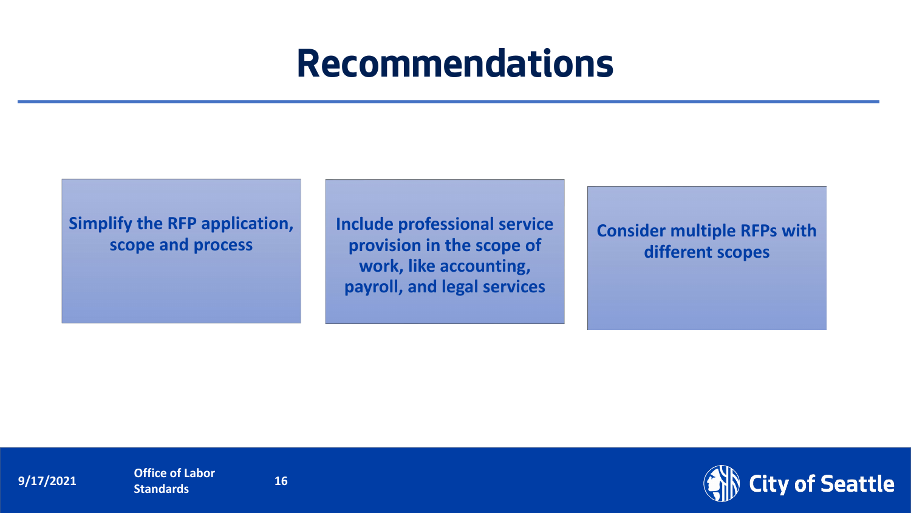# Recommendations

- Simplify the RFP application, scope and process
- Include professional service provision in the scope of work, like accounting, payroll, and legal services
- Consider multiple RFPs with different scopes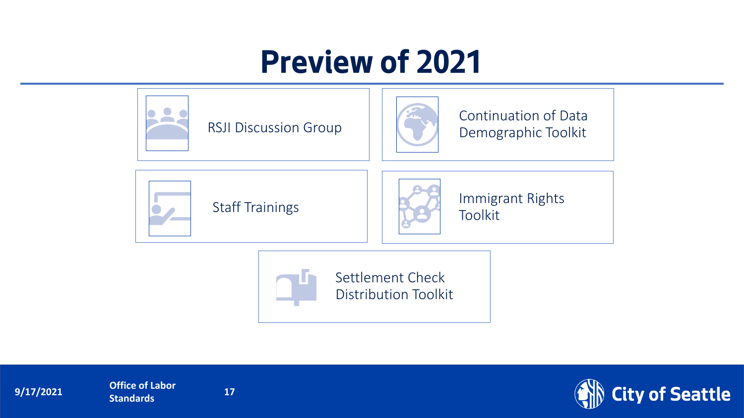# Preview of 2021

- RSJI Discussion Group
- Continuation of Data Demographic Toolkit
- Staff Trainings
- Immigrant Rights Toolkit
- Settlement Check Distribution Toolkit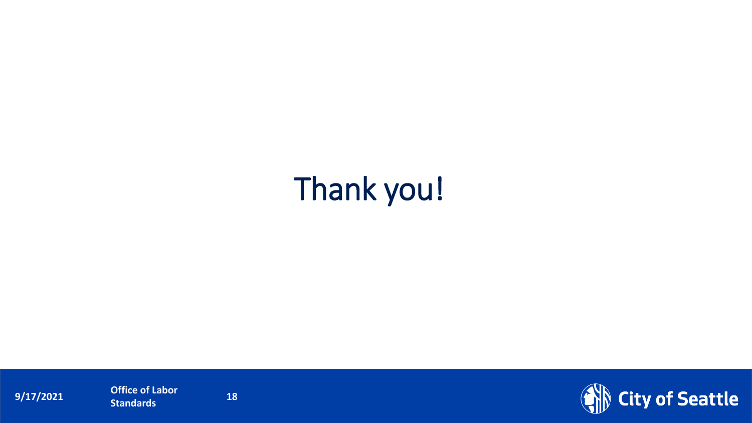# Thank you!